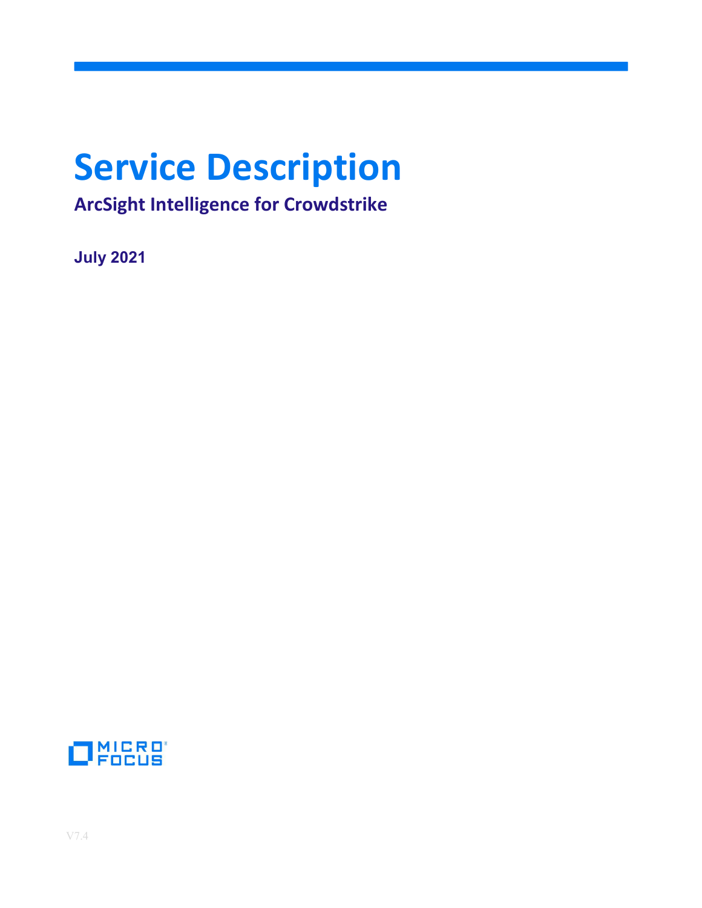# Service Description

## ArcSight Intelligence for Crowdstrike

**July 2021**

V7.4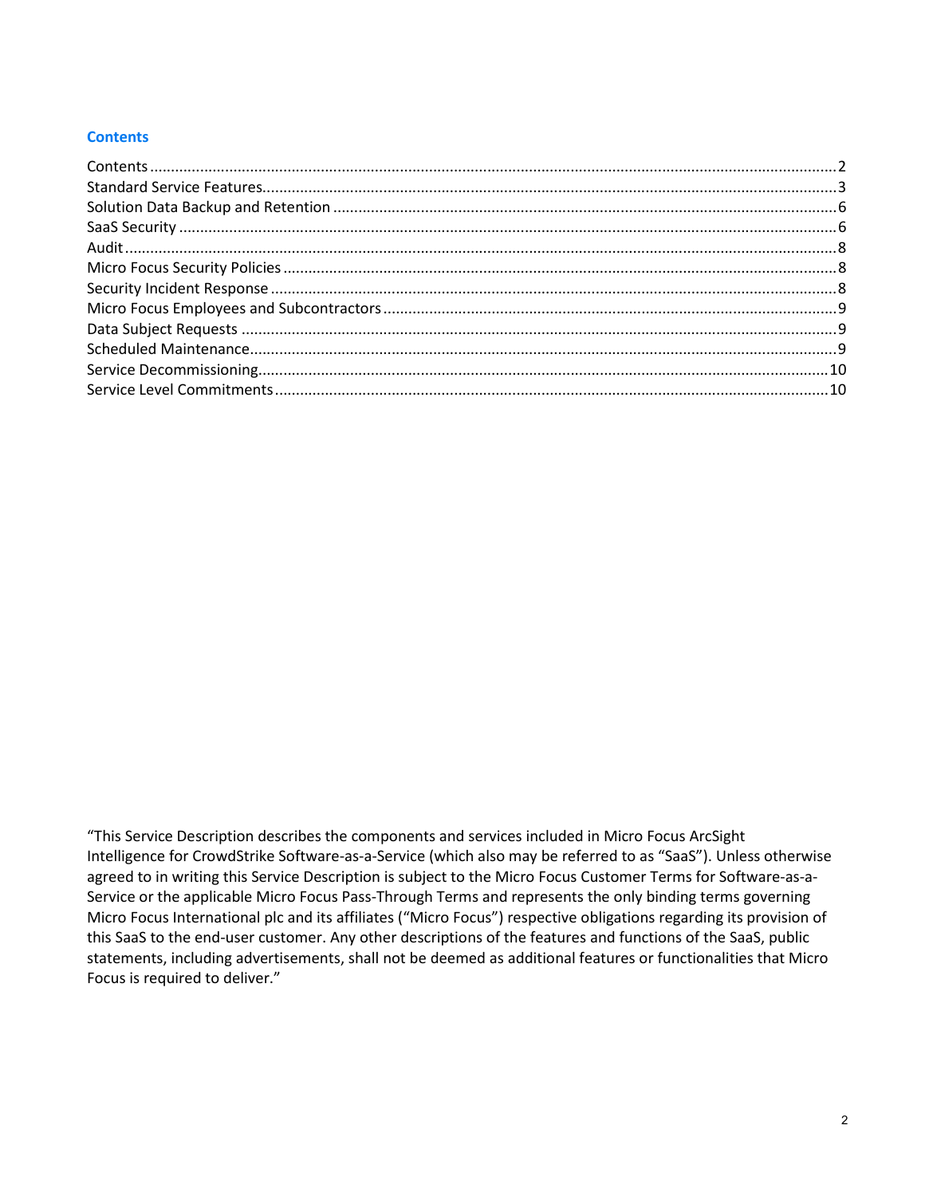## Contents

Contents .......... 2
Standard Service Features .......... 3
Solution Data Backup and Retention .......... 6
SaaS Security .......... 6
Audit .......... 8
Micro Focus Security Policies .......... 8
Security Incident Response .......... 8
Micro Focus Employees and Subcontractors .......... 9
Data Subject Requests .......... 9
Scheduled Maintenance .......... 9
Service Decommissioning .......... 10
Service Level Commitments .......... 10

"This Service Description describes the components and services included in Micro Focus ArcSight Intelligence for CrowdStrike Software-as-a-Service (which also may be referred to as "SaaS"). Unless otherwise agreed to in writing this Service Description is subject to the Micro Focus Customer Terms for Software-as-a-Service or the applicable Micro Focus Pass-Through Terms and represents the only binding terms governing Micro Focus International plc and its affiliates ("Micro Focus") respective obligations regarding its provision of this SaaS to the end-user customer. Any other descriptions of the features and functions of the SaaS, public statements, including advertisements, shall not be deemed as additional features or functionalities that Micro Focus is required to deliver."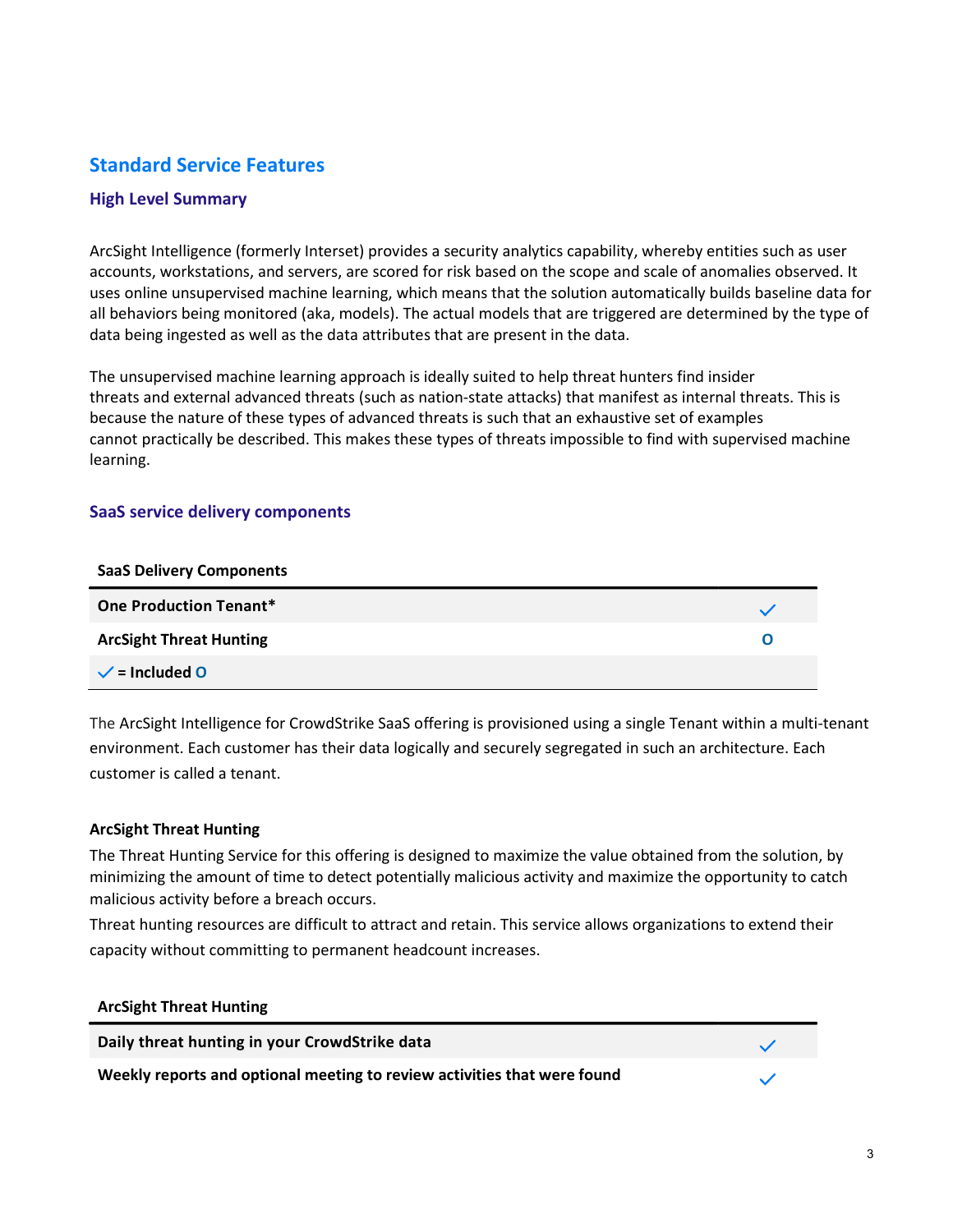## Standard Service Features

### High Level Summary

ArcSight Intelligence (formerly Interset) provides a security analytics capability, whereby entities such as user accounts, workstations, and servers, are scored for risk based on the scope and scale of anomalies observed. It uses online unsupervised machine learning, which means that the solution automatically builds baseline data for all behaviors being monitored (aka, models). The actual models that are triggered are determined by the type of data being ingested as well as the data attributes that are present in the data.

The unsupervised machine learning approach is ideally suited to help threat hunters find insider threats and external advanced threats (such as nation-state attacks) that manifest as internal threats. This is because the nature of these types of advanced threats is such that an exhaustive set of examples cannot practically be described. This makes these types of threats impossible to find with supervised machine learning.

### SaaS service delivery components

| SaaS Delivery Components | |
|---|---|
| **One Production Tenant*** | ✓ |
| **ArcSight Threat Hunting** | O |
| ✓ = Included O | |

The ArcSight Intelligence for CrowdStrike SaaS offering is provisioned using a single Tenant within a multi-tenant environment. Each customer has their data logically and securely segregated in such an architecture. Each customer is called a tenant.

**ArcSight Threat Hunting**

The Threat Hunting Service for this offering is designed to maximize the value obtained from the solution, by minimizing the amount of time to detect potentially malicious activity and maximize the opportunity to catch malicious activity before a breach occurs.

Threat hunting resources are difficult to attract and retain. This service allows organizations to extend their capacity without committing to permanent headcount increases.

| ArcSight Threat Hunting | |
|---|---|
| **Daily threat hunting in your CrowdStrike data** | ✓ |
| **Weekly reports and optional meeting to review activities that were found** | ✓ |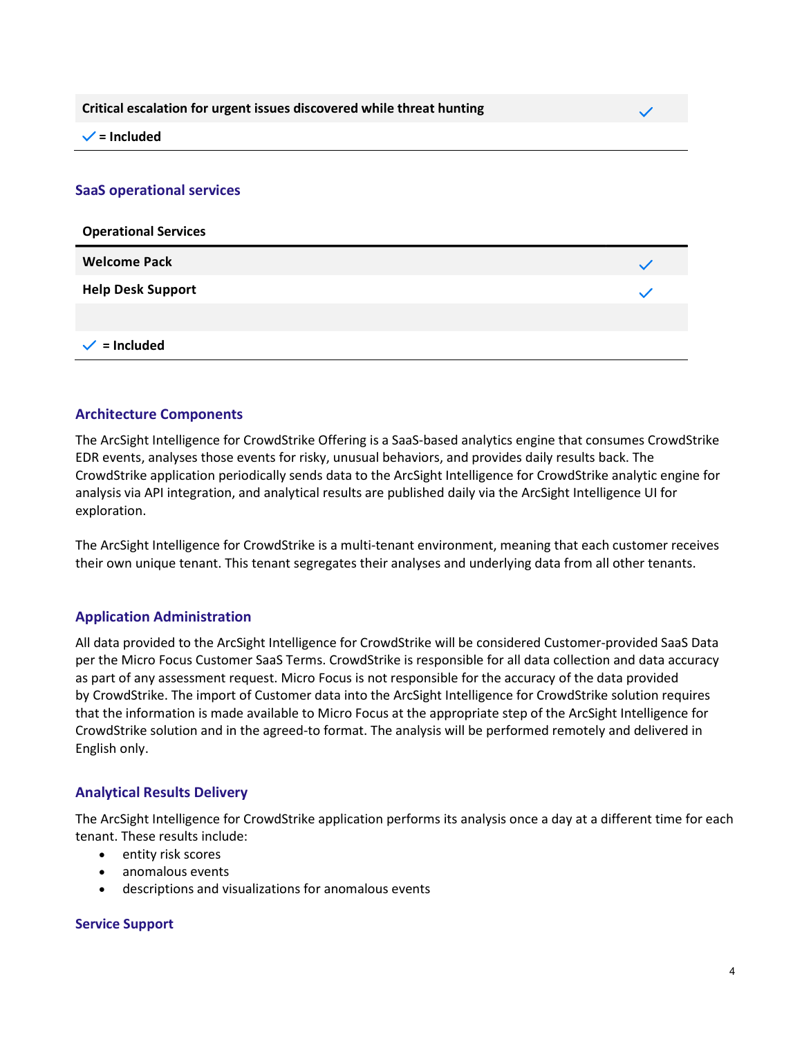| Critical escalation for urgent issues discovered while threat hunting | ✓ |
| --- | --- |

✓ = Included

## SaaS operational services

| Operational Services | |
| --- | --- |
| Welcome Pack | ✓ |
| Help Desk Support | ✓ |
| | |

✓ = Included

## Architecture Components

The ArcSight Intelligence for CrowdStrike Offering is a SaaS-based analytics engine that consumes CrowdStrike EDR events, analyses those events for risky, unusual behaviors, and provides daily results back. The CrowdStrike application periodically sends data to the ArcSight Intelligence for CrowdStrike analytic engine for analysis via API integration, and analytical results are published daily via the ArcSight Intelligence UI for exploration.

The ArcSight Intelligence for CrowdStrike is a multi-tenant environment, meaning that each customer receives their own unique tenant. This tenant segregates their analyses and underlying data from all other tenants.

## Application Administration

All data provided to the ArcSight Intelligence for CrowdStrike will be considered Customer-provided SaaS Data per the Micro Focus Customer SaaS Terms. CrowdStrike is responsible for all data collection and data accuracy as part of any assessment request. Micro Focus is not responsible for the accuracy of the data provided by CrowdStrike. The import of Customer data into the ArcSight Intelligence for CrowdStrike solution requires that the information is made available to Micro Focus at the appropriate step of the ArcSight Intelligence for CrowdStrike solution and in the agreed-to format. The analysis will be performed remotely and delivered in English only.

## Analytical Results Delivery

The ArcSight Intelligence for CrowdStrike application performs its analysis once a day at a different time for each tenant. These results include:

- entity risk scores
- anomalous events
- descriptions and visualizations for anomalous events

## Service Support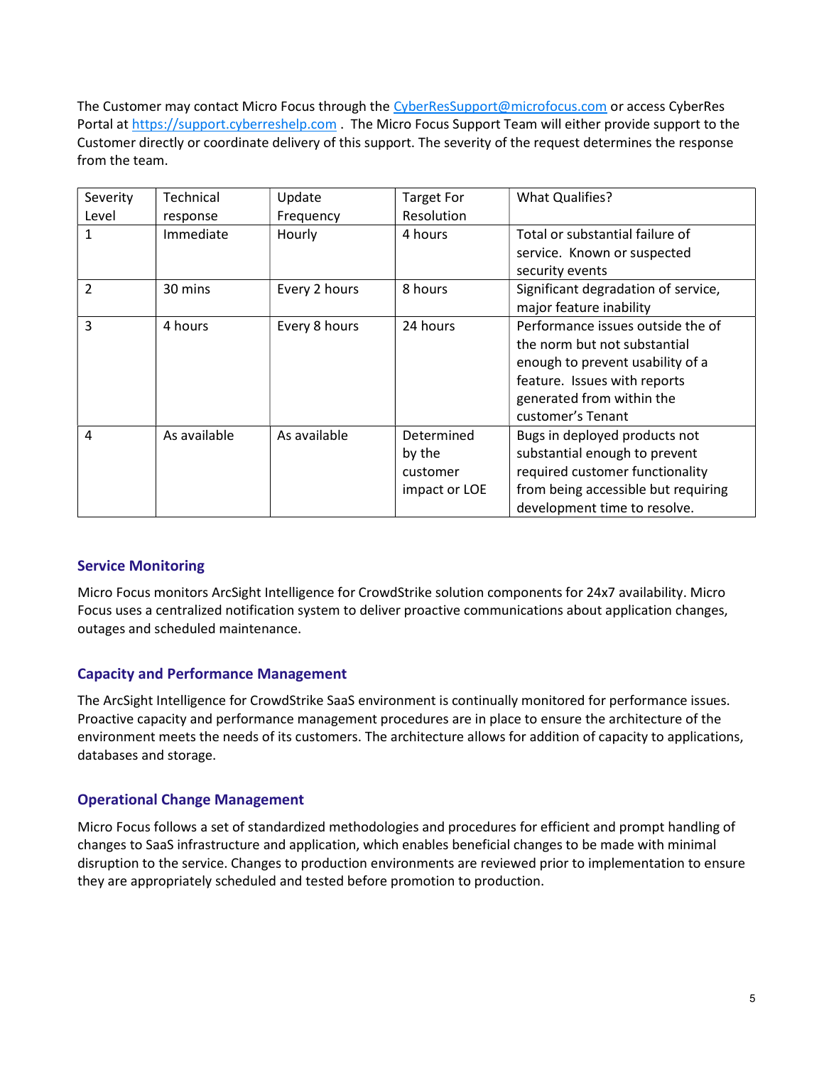The Customer may contact Micro Focus through the CyberResSupport@microfocus.com or access CyberRes Portal at https://support.cyberreshelp.com . The Micro Focus Support Team will either provide support to the Customer directly or coordinate delivery of this support. The severity of the request determines the response from the team.

| Severity Level | Technical response | Update Frequency | Target For Resolution | What Qualifies? |
|---|---|---|---|---|
| 1 | Immediate | Hourly | 4 hours | Total or substantial failure of service. Known or suspected security events |
| 2 | 30 mins | Every 2 hours | 8 hours | Significant degradation of service, major feature inability |
| 3 | 4 hours | Every 8 hours | 24 hours | Performance issues outside the of the norm but not substantial enough to prevent usability of a feature. Issues with reports generated from within the customer's Tenant |
| 4 | As available | As available | Determined by the customer impact or LOE | Bugs in deployed products not substantial enough to prevent required customer functionality from being accessible but requiring development time to resolve. |

### Service Monitoring

Micro Focus monitors ArcSight Intelligence for CrowdStrike solution components for 24x7 availability. Micro Focus uses a centralized notification system to deliver proactive communications about application changes, outages and scheduled maintenance.

### Capacity and Performance Management

The ArcSight Intelligence for CrowdStrike SaaS environment is continually monitored for performance issues. Proactive capacity and performance management procedures are in place to ensure the architecture of the environment meets the needs of its customers. The architecture allows for addition of capacity to applications, databases and storage.

### Operational Change Management

Micro Focus follows a set of standardized methodologies and procedures for efficient and prompt handling of changes to SaaS infrastructure and application, which enables beneficial changes to be made with minimal disruption to the service. Changes to production environments are reviewed prior to implementation to ensure they are appropriately scheduled and tested before promotion to production.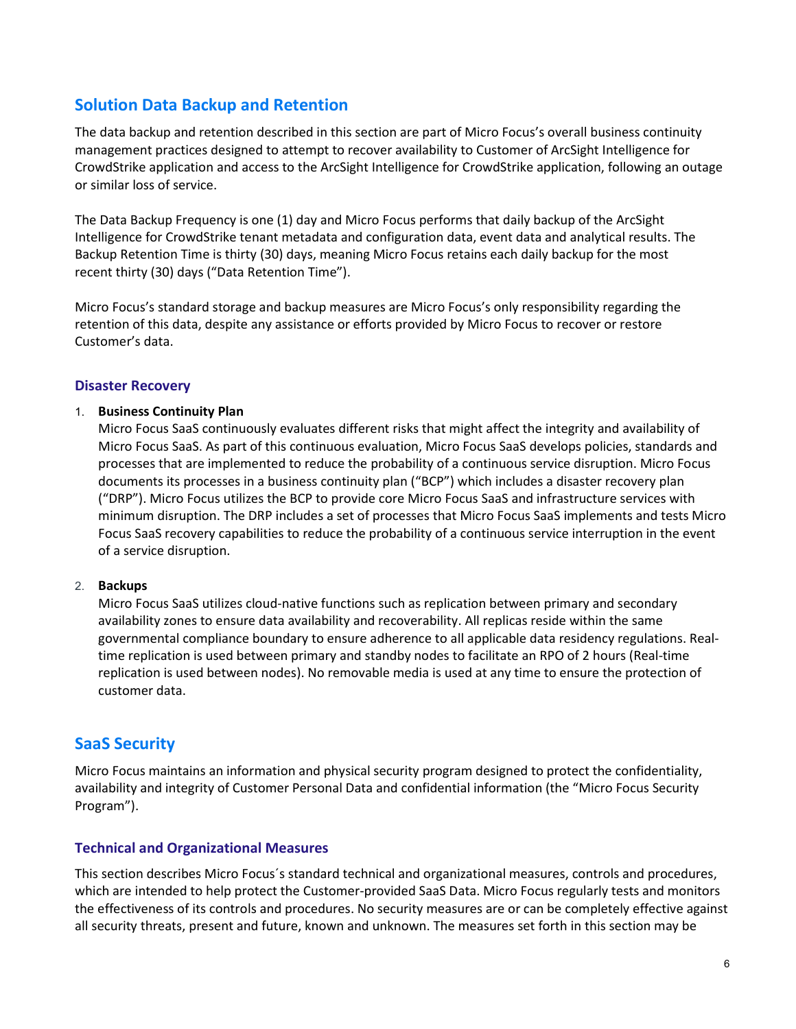## Solution Data Backup and Retention

The data backup and retention described in this section are part of Micro Focus's overall business continuity management practices designed to attempt to recover availability to Customer of ArcSight Intelligence for CrowdStrike application and access to the ArcSight Intelligence for CrowdStrike application, following an outage or similar loss of service.

The Data Backup Frequency is one (1) day and Micro Focus performs that daily backup of the ArcSight Intelligence for CrowdStrike tenant metadata and configuration data, event data and analytical results. The Backup Retention Time is thirty (30) days, meaning Micro Focus retains each daily backup for the most recent thirty (30) days ("Data Retention Time").

Micro Focus's standard storage and backup measures are Micro Focus's only responsibility regarding the retention of this data, despite any assistance or efforts provided by Micro Focus to recover or restore Customer's data.

### Disaster Recovery

1. **Business Continuity Plan**
   Micro Focus SaaS continuously evaluates different risks that might affect the integrity and availability of Micro Focus SaaS. As part of this continuous evaluation, Micro Focus SaaS develops policies, standards and processes that are implemented to reduce the probability of a continuous service disruption. Micro Focus documents its processes in a business continuity plan ("BCP") which includes a disaster recovery plan ("DRP"). Micro Focus utilizes the BCP to provide core Micro Focus SaaS and infrastructure services with minimum disruption. The DRP includes a set of processes that Micro Focus SaaS implements and tests Micro Focus SaaS recovery capabilities to reduce the probability of a continuous service interruption in the event of a service disruption.

2. **Backups**
   Micro Focus SaaS utilizes cloud-native functions such as replication between primary and secondary availability zones to ensure data availability and recoverability. All replicas reside within the same governmental compliance boundary to ensure adherence to all applicable data residency regulations. Real-time replication is used between primary and standby nodes to facilitate an RPO of 2 hours (Real-time replication is used between nodes). No removable media is used at any time to ensure the protection of customer data.

## SaaS Security

Micro Focus maintains an information and physical security program designed to protect the confidentiality, availability and integrity of Customer Personal Data and confidential information (the "Micro Focus Security Program").

### Technical and Organizational Measures

This section describes Micro Focus´s standard technical and organizational measures, controls and procedures, which are intended to help protect the Customer-provided SaaS Data. Micro Focus regularly tests and monitors the effectiveness of its controls and procedures. No security measures are or can be completely effective against all security threats, present and future, known and unknown. The measures set forth in this section may be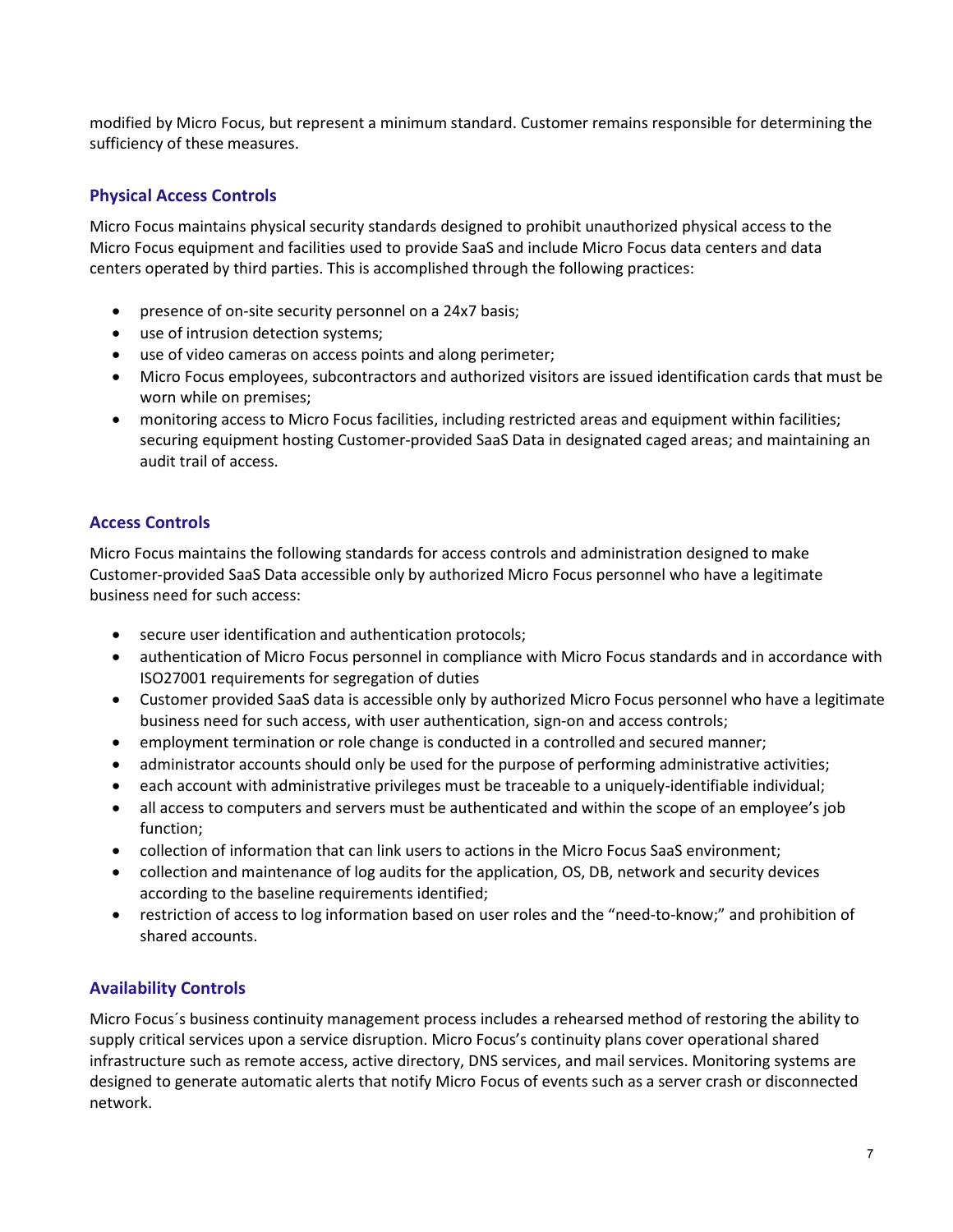modified by Micro Focus, but represent a minimum standard. Customer remains responsible for determining the sufficiency of these measures.

### Physical Access Controls

Micro Focus maintains physical security standards designed to prohibit unauthorized physical access to the Micro Focus equipment and facilities used to provide SaaS and include Micro Focus data centers and data centers operated by third parties. This is accomplished through the following practices:

- presence of on-site security personnel on a 24x7 basis;
- use of intrusion detection systems;
- use of video cameras on access points and along perimeter;
- Micro Focus employees, subcontractors and authorized visitors are issued identification cards that must be worn while on premises;
- monitoring access to Micro Focus facilities, including restricted areas and equipment within facilities; securing equipment hosting Customer-provided SaaS Data in designated caged areas; and maintaining an audit trail of access.

### Access Controls

Micro Focus maintains the following standards for access controls and administration designed to make Customer-provided SaaS Data accessible only by authorized Micro Focus personnel who have a legitimate business need for such access:

- secure user identification and authentication protocols;
- authentication of Micro Focus personnel in compliance with Micro Focus standards and in accordance with ISO27001 requirements for segregation of duties
- Customer provided SaaS data is accessible only by authorized Micro Focus personnel who have a legitimate business need for such access, with user authentication, sign-on and access controls;
- employment termination or role change is conducted in a controlled and secured manner;
- administrator accounts should only be used for the purpose of performing administrative activities;
- each account with administrative privileges must be traceable to a uniquely-identifiable individual;
- all access to computers and servers must be authenticated and within the scope of an employee's job function;
- collection of information that can link users to actions in the Micro Focus SaaS environment;
- collection and maintenance of log audits for the application, OS, DB, network and security devices according to the baseline requirements identified;
- restriction of access to log information based on user roles and the "need-to-know;" and prohibition of shared accounts.

### Availability Controls

Micro Focus´s business continuity management process includes a rehearsed method of restoring the ability to supply critical services upon a service disruption. Micro Focus's continuity plans cover operational shared infrastructure such as remote access, active directory, DNS services, and mail services. Monitoring systems are designed to generate automatic alerts that notify Micro Focus of events such as a server crash or disconnected network.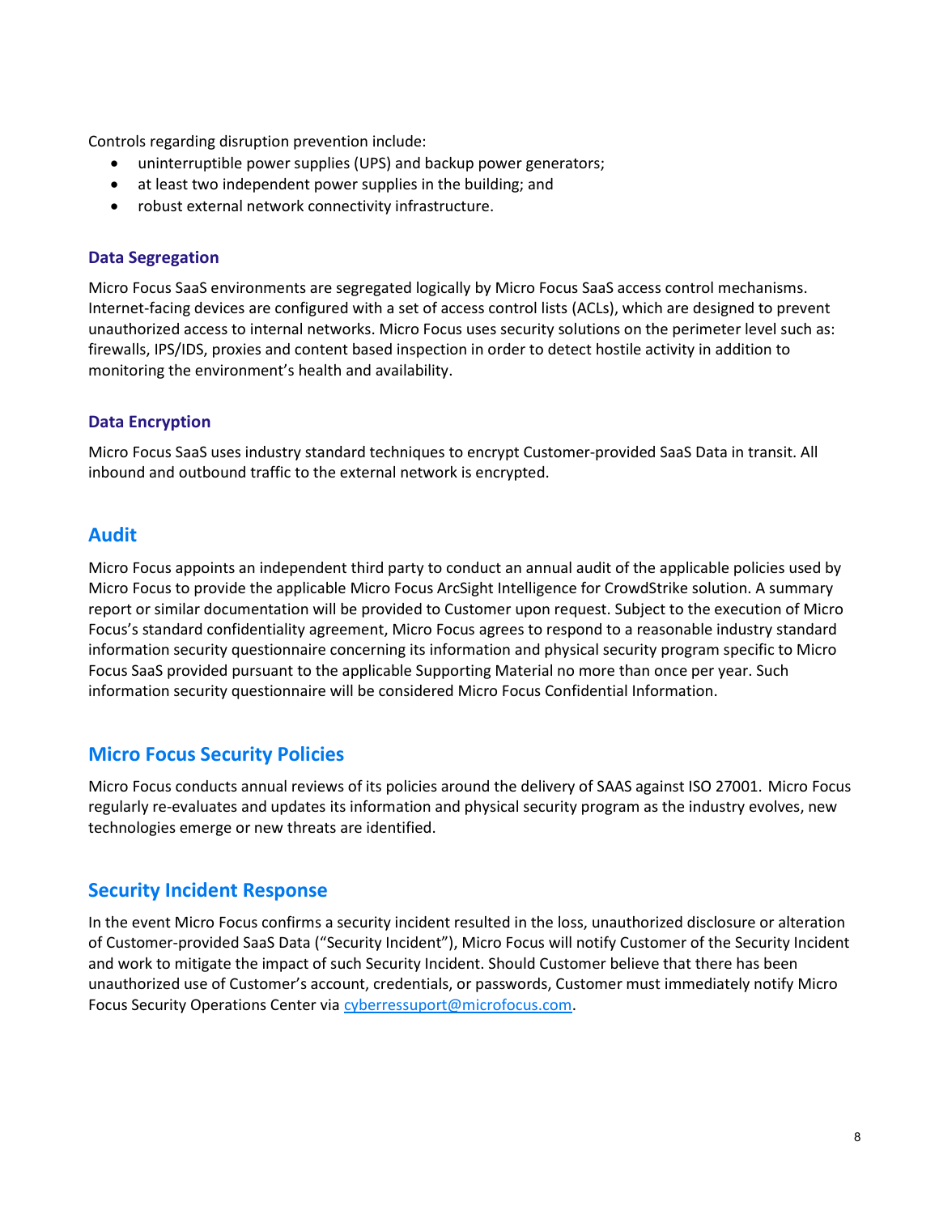Controls regarding disruption prevention include:

- uninterruptible power supplies (UPS) and backup power generators;
- at least two independent power supplies in the building; and
- robust external network connectivity infrastructure.

### Data Segregation

Micro Focus SaaS environments are segregated logically by Micro Focus SaaS access control mechanisms. Internet-facing devices are configured with a set of access control lists (ACLs), which are designed to prevent unauthorized access to internal networks. Micro Focus uses security solutions on the perimeter level such as: firewalls, IPS/IDS, proxies and content based inspection in order to detect hostile activity in addition to monitoring the environment's health and availability.

### Data Encryption

Micro Focus SaaS uses industry standard techniques to encrypt Customer-provided SaaS Data in transit. All inbound and outbound traffic to the external network is encrypted.

## Audit

Micro Focus appoints an independent third party to conduct an annual audit of the applicable policies used by Micro Focus to provide the applicable Micro Focus ArcSight Intelligence for CrowdStrike solution. A summary report or similar documentation will be provided to Customer upon request. Subject to the execution of Micro Focus's standard confidentiality agreement, Micro Focus agrees to respond to a reasonable industry standard information security questionnaire concerning its information and physical security program specific to Micro Focus SaaS provided pursuant to the applicable Supporting Material no more than once per year. Such information security questionnaire will be considered Micro Focus Confidential Information.

## Micro Focus Security Policies

Micro Focus conducts annual reviews of its policies around the delivery of SAAS against ISO 27001. Micro Focus regularly re-evaluates and updates its information and physical security program as the industry evolves, new technologies emerge or new threats are identified.

## Security Incident Response

In the event Micro Focus confirms a security incident resulted in the loss, unauthorized disclosure or alteration of Customer-provided SaaS Data ("Security Incident"), Micro Focus will notify Customer of the Security Incident and work to mitigate the impact of such Security Incident. Should Customer believe that there has been unauthorized use of Customer's account, credentials, or passwords, Customer must immediately notify Micro Focus Security Operations Center via [cyberressuport@microfocus.com](mailto:cyberressuport@microfocus.com).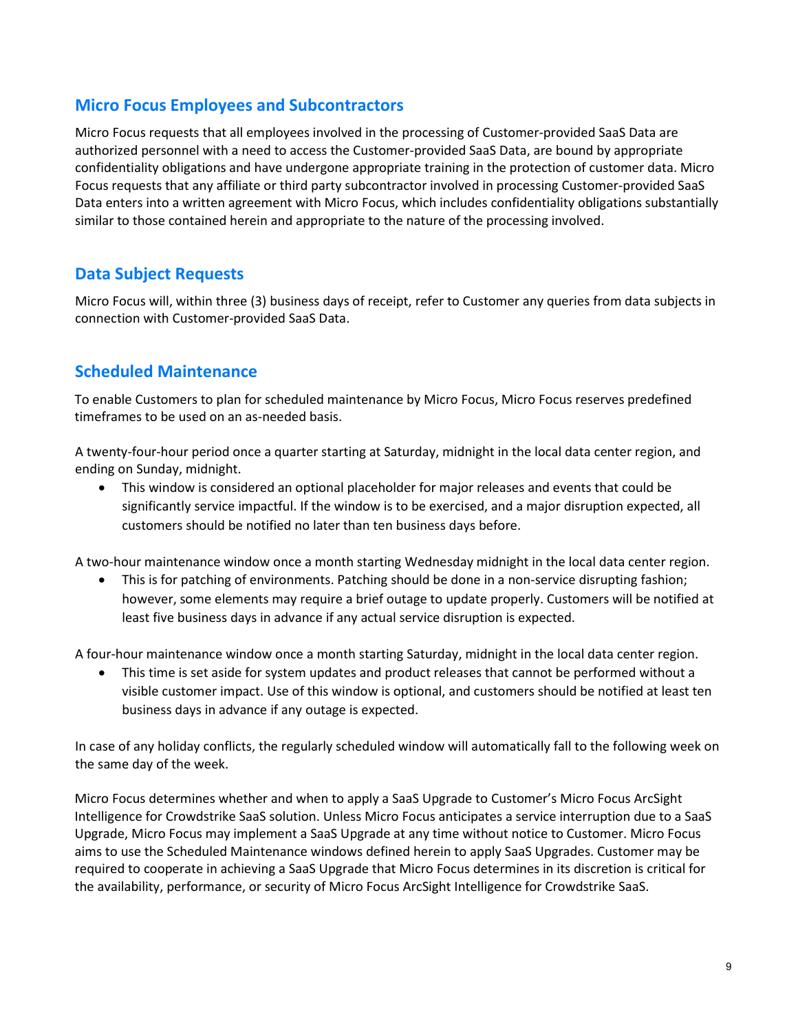## Micro Focus Employees and Subcontractors

Micro Focus requests that all employees involved in the processing of Customer-provided SaaS Data are authorized personnel with a need to access the Customer-provided SaaS Data, are bound by appropriate confidentiality obligations and have undergone appropriate training in the protection of customer data. Micro Focus requests that any affiliate or third party subcontractor involved in processing Customer-provided SaaS Data enters into a written agreement with Micro Focus, which includes confidentiality obligations substantially similar to those contained herein and appropriate to the nature of the processing involved.

## Data Subject Requests

Micro Focus will, within three (3) business days of receipt, refer to Customer any queries from data subjects in connection with Customer-provided SaaS Data.

## Scheduled Maintenance

To enable Customers to plan for scheduled maintenance by Micro Focus, Micro Focus reserves predefined timeframes to be used on an as-needed basis.

A twenty-four-hour period once a quarter starting at Saturday, midnight in the local data center region, and ending on Sunday, midnight.

- This window is considered an optional placeholder for major releases and events that could be significantly service impactful. If the window is to be exercised, and a major disruption expected, all customers should be notified no later than ten business days before.

A two-hour maintenance window once a month starting Wednesday midnight in the local data center region.

- This is for patching of environments. Patching should be done in a non-service disrupting fashion; however, some elements may require a brief outage to update properly. Customers will be notified at least five business days in advance if any actual service disruption is expected.

A four-hour maintenance window once a month starting Saturday, midnight in the local data center region.

- This time is set aside for system updates and product releases that cannot be performed without a visible customer impact. Use of this window is optional, and customers should be notified at least ten business days in advance if any outage is expected.

In case of any holiday conflicts, the regularly scheduled window will automatically fall to the following week on the same day of the week.

Micro Focus determines whether and when to apply a SaaS Upgrade to Customer's Micro Focus ArcSight Intelligence for Crowdstrike SaaS solution. Unless Micro Focus anticipates a service interruption due to a SaaS Upgrade, Micro Focus may implement a SaaS Upgrade at any time without notice to Customer. Micro Focus aims to use the Scheduled Maintenance windows defined herein to apply SaaS Upgrades. Customer may be required to cooperate in achieving a SaaS Upgrade that Micro Focus determines in its discretion is critical for the availability, performance, or security of Micro Focus ArcSight Intelligence for Crowdstrike SaaS.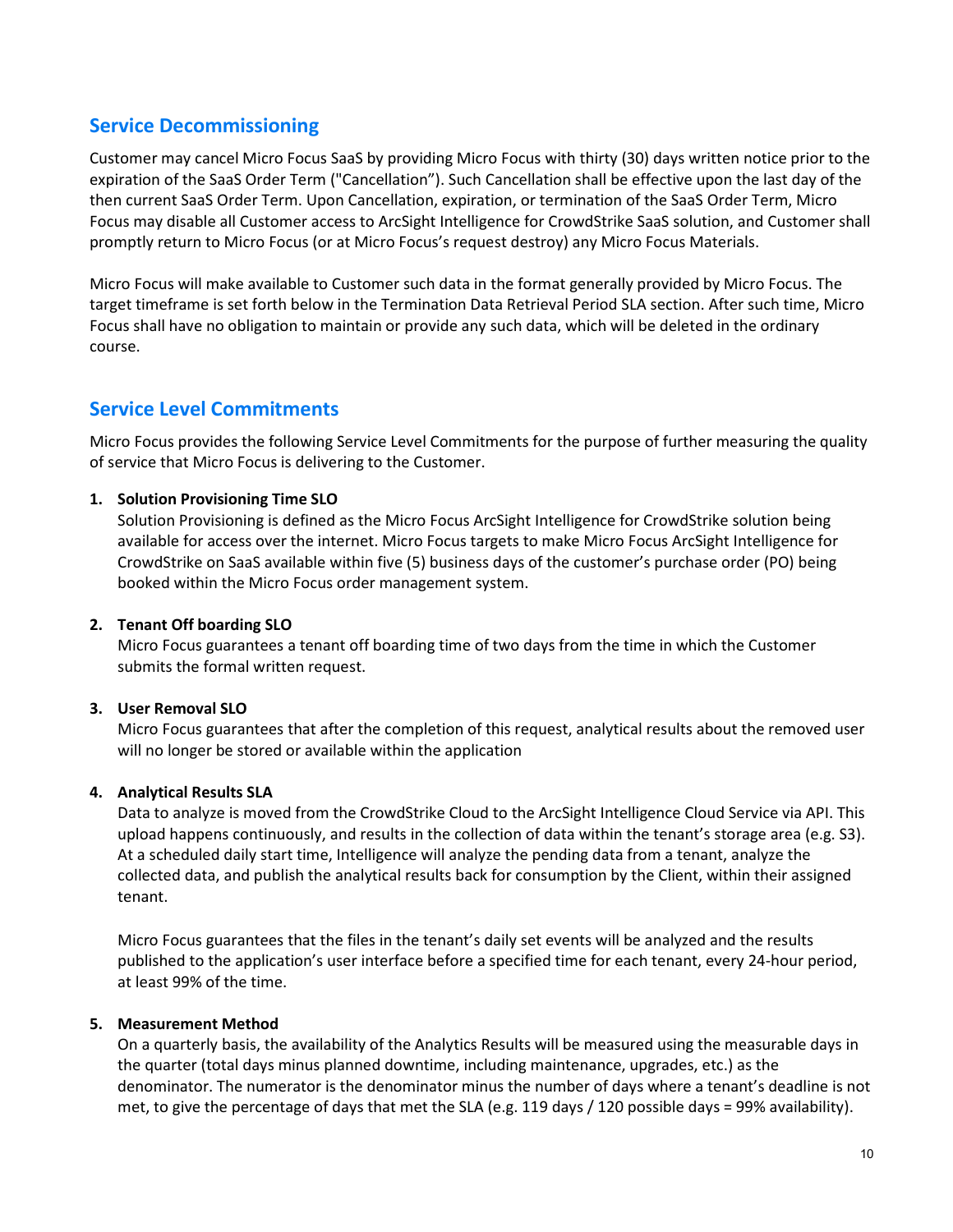## Service Decommissioning

Customer may cancel Micro Focus SaaS by providing Micro Focus with thirty (30) days written notice prior to the expiration of the SaaS Order Term ("Cancellation"). Such Cancellation shall be effective upon the last day of the then current SaaS Order Term. Upon Cancellation, expiration, or termination of the SaaS Order Term, Micro Focus may disable all Customer access to ArcSight Intelligence for CrowdStrike SaaS solution, and Customer shall promptly return to Micro Focus (or at Micro Focus's request destroy) any Micro Focus Materials.

Micro Focus will make available to Customer such data in the format generally provided by Micro Focus. The target timeframe is set forth below in the Termination Data Retrieval Period SLA section. After such time, Micro Focus shall have no obligation to maintain or provide any such data, which will be deleted in the ordinary course.

## Service Level Commitments

Micro Focus provides the following Service Level Commitments for the purpose of further measuring the quality of service that Micro Focus is delivering to the Customer.

1. **Solution Provisioning Time SLO**
   Solution Provisioning is defined as the Micro Focus ArcSight Intelligence for CrowdStrike solution being available for access over the internet. Micro Focus targets to make Micro Focus ArcSight Intelligence for CrowdStrike on SaaS available within five (5) business days of the customer's purchase order (PO) being booked within the Micro Focus order management system.

2. **Tenant Off boarding SLO**
   Micro Focus guarantees a tenant off boarding time of two days from the time in which the Customer submits the formal written request.

3. **User Removal SLO**
   Micro Focus guarantees that after the completion of this request, analytical results about the removed user will no longer be stored or available within the application

4. **Analytical Results SLA**
   Data to analyze is moved from the CrowdStrike Cloud to the ArcSight Intelligence Cloud Service via API. This upload happens continuously, and results in the collection of data within the tenant's storage area (e.g. S3). At a scheduled daily start time, Intelligence will analyze the pending data from a tenant, analyze the collected data, and publish the analytical results back for consumption by the Client, within their assigned tenant.

   Micro Focus guarantees that the files in the tenant's daily set events will be analyzed and the results published to the application's user interface before a specified time for each tenant, every 24-hour period, at least 99% of the time.

5. **Measurement Method**
   On a quarterly basis, the availability of the Analytics Results will be measured using the measurable days in the quarter (total days minus planned downtime, including maintenance, upgrades, etc.) as the denominator. The numerator is the denominator minus the number of days where a tenant's deadline is not met, to give the percentage of days that met the SLA (e.g. 119 days / 120 possible days = 99% availability).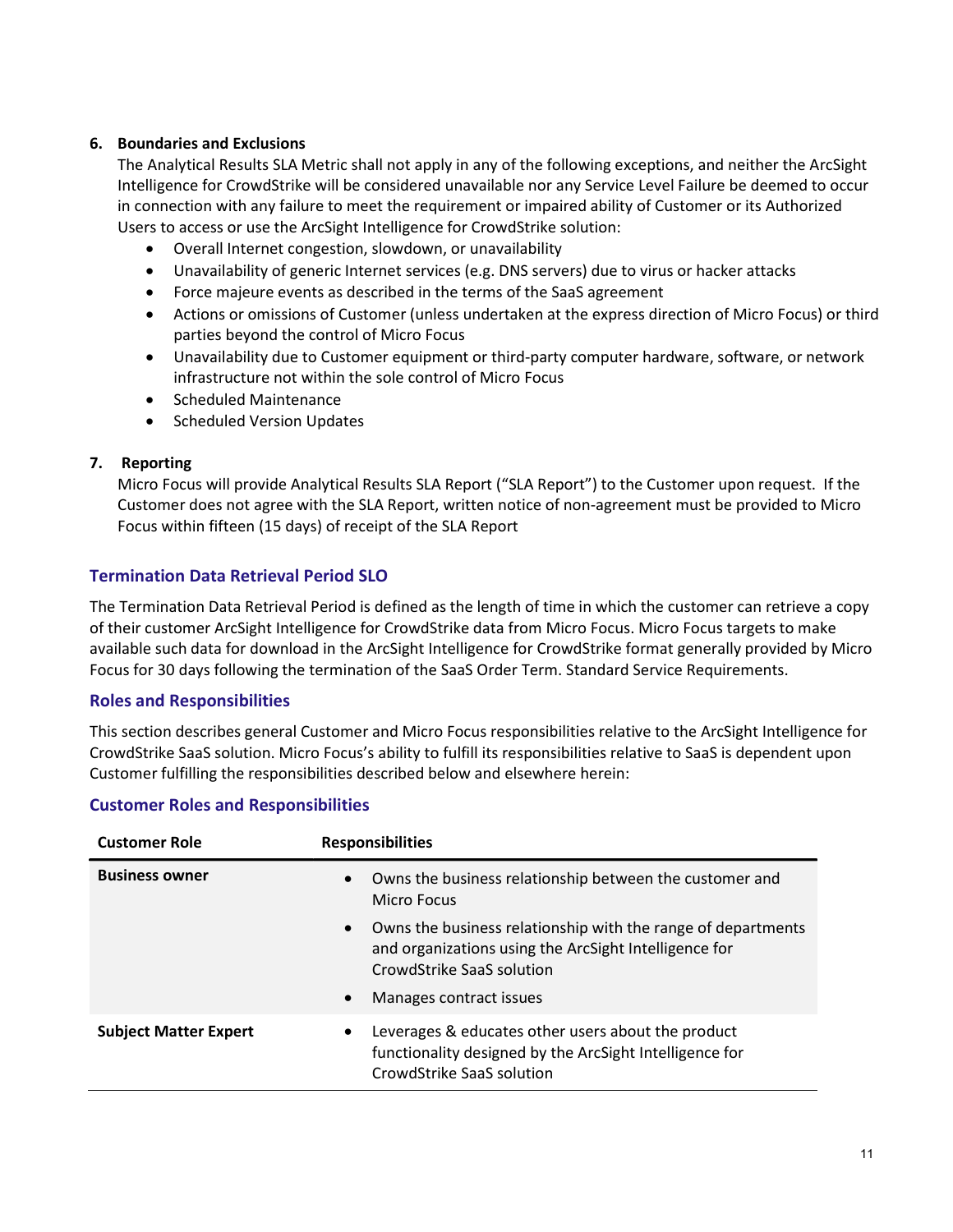6. **Boundaries and Exclusions**

   The Analytical Results SLA Metric shall not apply in any of the following exceptions, and neither the ArcSight Intelligence for CrowdStrike will be considered unavailable nor any Service Level Failure be deemed to occur in connection with any failure to meet the requirement or impaired ability of Customer or its Authorized Users to access or use the ArcSight Intelligence for CrowdStrike solution:

   - Overall Internet congestion, slowdown, or unavailability
   - Unavailability of generic Internet services (e.g. DNS servers) due to virus or hacker attacks
   - Force majeure events as described in the terms of the SaaS agreement
   - Actions or omissions of Customer (unless undertaken at the express direction of Micro Focus) or third parties beyond the control of Micro Focus
   - Unavailability due to Customer equipment or third-party computer hardware, software, or network infrastructure not within the sole control of Micro Focus
   - Scheduled Maintenance
   - Scheduled Version Updates

7. **Reporting**

   Micro Focus will provide Analytical Results SLA Report ("SLA Report") to the Customer upon request. If the Customer does not agree with the SLA Report, written notice of non-agreement must be provided to Micro Focus within fifteen (15 days) of receipt of the SLA Report

### Termination Data Retrieval Period SLO

The Termination Data Retrieval Period is defined as the length of time in which the customer can retrieve a copy of their customer ArcSight Intelligence for CrowdStrike data from Micro Focus. Micro Focus targets to make available such data for download in the ArcSight Intelligence for CrowdStrike format generally provided by Micro Focus for 30 days following the termination of the SaaS Order Term. Standard Service Requirements.

### Roles and Responsibilities

This section describes general Customer and Micro Focus responsibilities relative to the ArcSight Intelligence for CrowdStrike SaaS solution. Micro Focus's ability to fulfill its responsibilities relative to SaaS is dependent upon Customer fulfilling the responsibilities described below and elsewhere herein:

### Customer Roles and Responsibilities

| Customer Role | Responsibilities |
|---|---|
| **Business owner** | • Owns the business relationship between the customer and Micro Focus<br>• Owns the business relationship with the range of departments and organizations using the ArcSight Intelligence for CrowdStrike SaaS solution<br>• Manages contract issues |
| **Subject Matter Expert** | • Leverages & educates other users about the product functionality designed by the ArcSight Intelligence for CrowdStrike SaaS solution |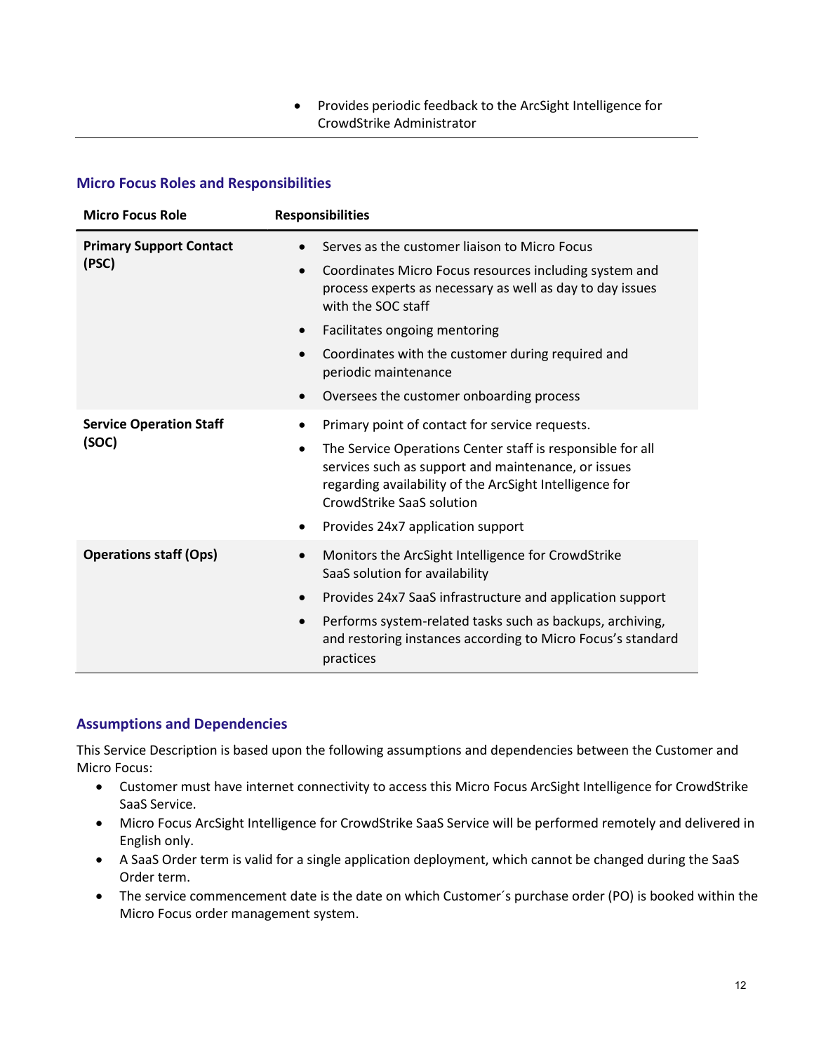- Provides periodic feedback to the ArcSight Intelligence for CrowdStrike Administrator

### Micro Focus Roles and Responsibilities

| Micro Focus Role | Responsibilities |
|---|---|
| **Primary Support Contact (PSC)** | • Serves as the customer liaison to Micro Focus<br>• Coordinates Micro Focus resources including system and process experts as necessary as well as day to day issues with the SOC staff<br>• Facilitates ongoing mentoring<br>• Coordinates with the customer during required and periodic maintenance<br>• Oversees the customer onboarding process |
| **Service Operation Staff (SOC)** | • Primary point of contact for service requests.<br>• The Service Operations Center staff is responsible for all services such as support and maintenance, or issues regarding availability of the ArcSight Intelligence for CrowdStrike SaaS solution<br>• Provides 24x7 application support |
| **Operations staff (Ops)** | • Monitors the ArcSight Intelligence for CrowdStrike SaaS solution for availability<br>• Provides 24x7 SaaS infrastructure and application support<br>• Performs system-related tasks such as backups, archiving, and restoring instances according to Micro Focus's standard practices |

### Assumptions and Dependencies

This Service Description is based upon the following assumptions and dependencies between the Customer and Micro Focus:

- Customer must have internet connectivity to access this Micro Focus ArcSight Intelligence for CrowdStrike SaaS Service.
- Micro Focus ArcSight Intelligence for CrowdStrike SaaS Service will be performed remotely and delivered in English only.
- A SaaS Order term is valid for a single application deployment, which cannot be changed during the SaaS Order term.
- The service commencement date is the date on which Customer´s purchase order (PO) is booked within the Micro Focus order management system.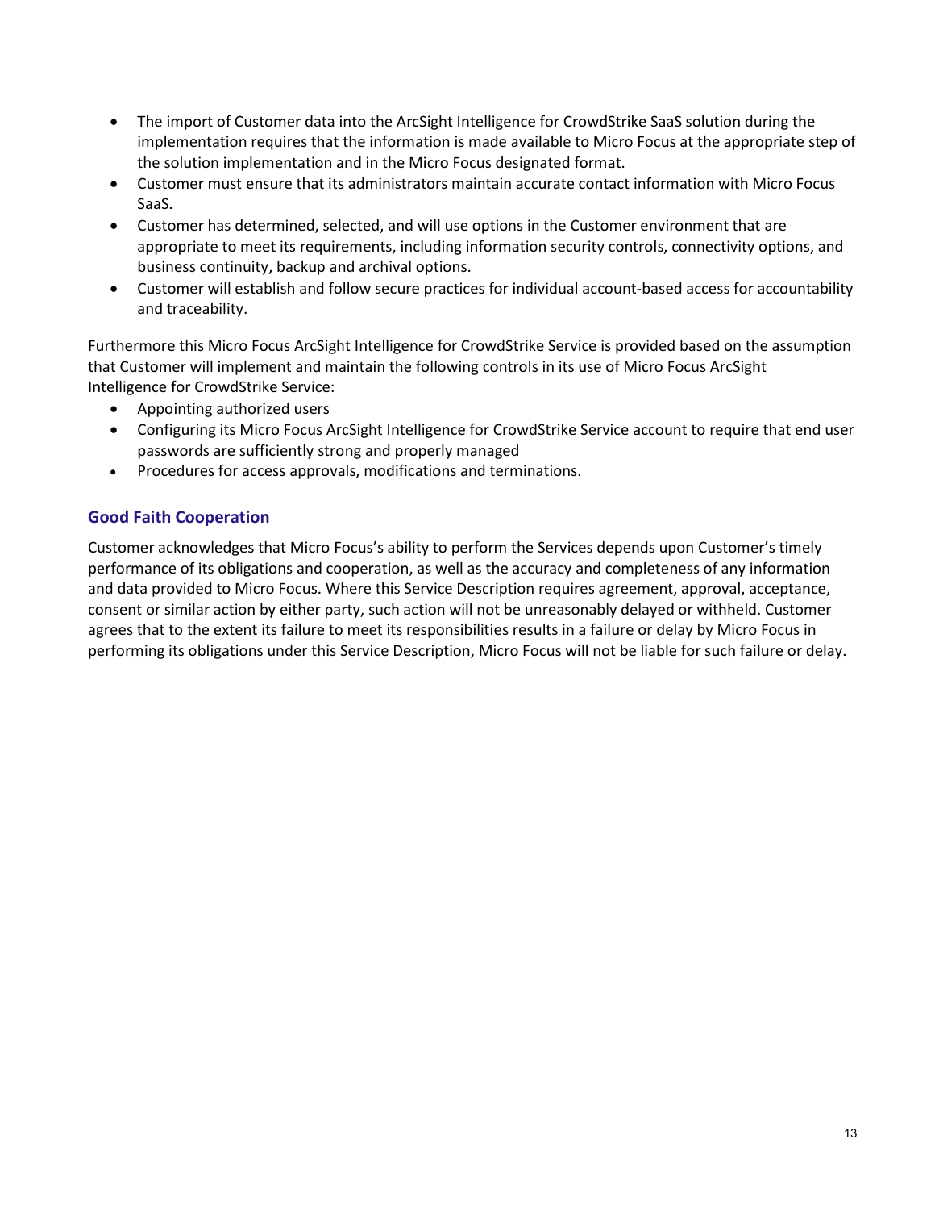- The import of Customer data into the ArcSight Intelligence for CrowdStrike SaaS solution during the implementation requires that the information is made available to Micro Focus at the appropriate step of the solution implementation and in the Micro Focus designated format.
- Customer must ensure that its administrators maintain accurate contact information with Micro Focus SaaS.
- Customer has determined, selected, and will use options in the Customer environment that are appropriate to meet its requirements, including information security controls, connectivity options, and business continuity, backup and archival options.
- Customer will establish and follow secure practices for individual account-based access for accountability and traceability.

Furthermore this Micro Focus ArcSight Intelligence for CrowdStrike Service is provided based on the assumption that Customer will implement and maintain the following controls in its use of Micro Focus ArcSight Intelligence for CrowdStrike Service:

- Appointing authorized users
- Configuring its Micro Focus ArcSight Intelligence for CrowdStrike Service account to require that end user passwords are sufficiently strong and properly managed
- Procedures for access approvals, modifications and terminations.

### Good Faith Cooperation

Customer acknowledges that Micro Focus's ability to perform the Services depends upon Customer's timely performance of its obligations and cooperation, as well as the accuracy and completeness of any information and data provided to Micro Focus. Where this Service Description requires agreement, approval, acceptance, consent or similar action by either party, such action will not be unreasonably delayed or withheld. Customer agrees that to the extent its failure to meet its responsibilities results in a failure or delay by Micro Focus in performing its obligations under this Service Description, Micro Focus will not be liable for such failure or delay.